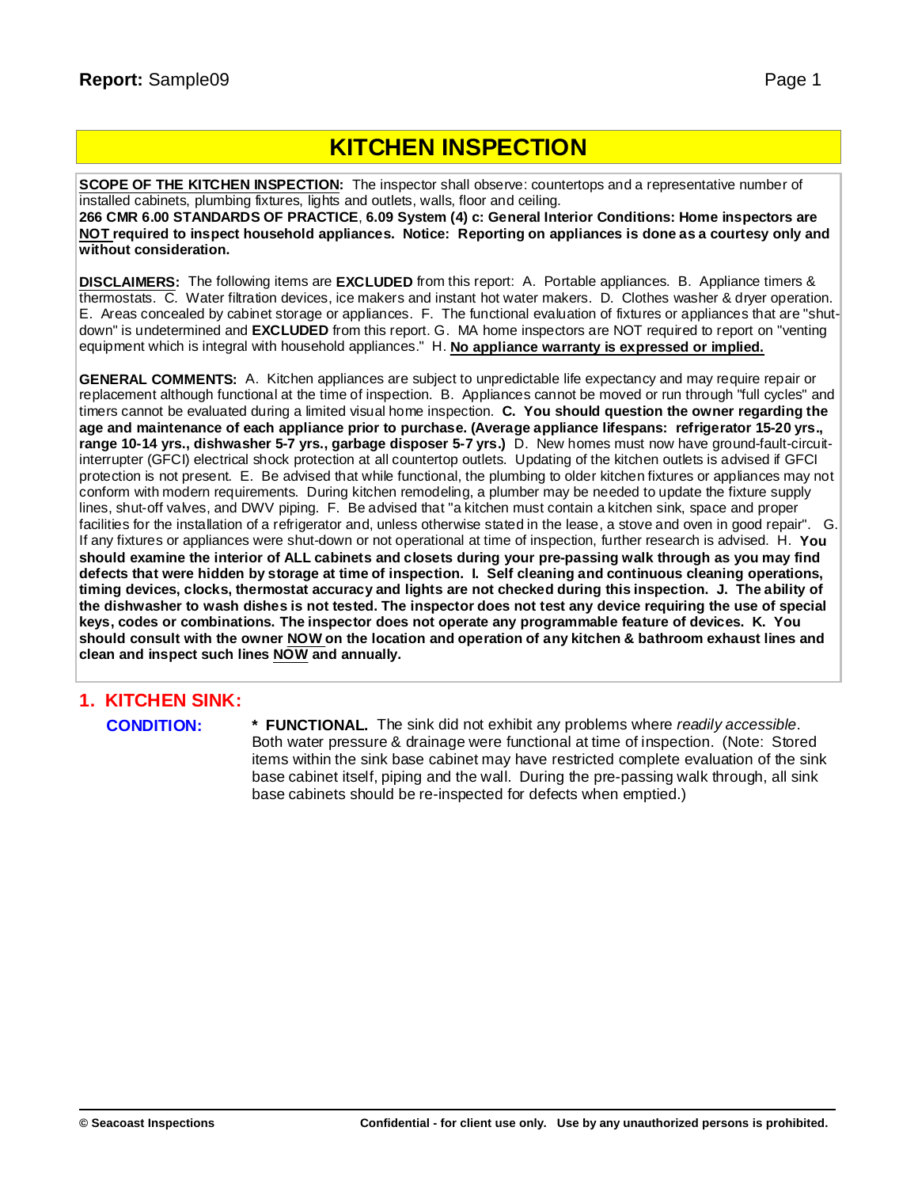# KITCHEN INSPECTION

**SCOPE OF THE KITCHEN INSPECTION:** The inspector shall observe: countertops and a representative number of installed cabinets, plumbing fixtures, lights and outlets, walls, floor and ceiling.
**266 CMR 6.00 STANDARDS OF PRACTICE**, **6.09 System (4) c: General Interior Conditions: Home inspectors are NOT required to inspect household appliances. Notice: Reporting on appliances is done as a courtesy only and without consideration.**

**DISCLAIMERS:** The following items are **EXCLUDED** from this report: A. Portable appliances. B. Appliance timers & thermostats. C. Water filtration devices, ice makers and instant hot water makers. D. Clothes washer & dryer operation. E. Areas concealed by cabinet storage or appliances. F. The functional evaluation of fixtures or appliances that are "shut-down" is undetermined and **EXCLUDED** from this report. G. MA home inspectors are NOT required to report on "venting equipment which is integral with household appliances." H. **No appliance warranty is expressed or implied.**

**GENERAL COMMENTS:** A. Kitchen appliances are subject to unpredictable life expectancy and may require repair or replacement although functional at the time of inspection. B. Appliances cannot be moved or run through "full cycles" and timers cannot be evaluated during a limited visual home inspection. **C. You should question the owner regarding the age and maintenance of each appliance prior to purchase. (Average appliance lifespans: refrigerator 15-20 yrs., range 10-14 yrs., dishwasher 5-7 yrs., garbage disposer 5-7 yrs.)** D. New homes must now have ground-fault-circuit-interrupter (GFCI) electrical shock protection at all countertop outlets. Updating of the kitchen outlets is advised if GFCI protection is not present. E. Be advised that while functional, the plumbing to older kitchen fixtures or appliances may not conform with modern requirements. During kitchen remodeling, a plumber may be needed to update the fixture supply lines, shut-off valves, and DWV piping. F. Be advised that "a kitchen must contain a kitchen sink, space and proper facilities for the installation of a refrigerator and, unless otherwise stated in the lease, a stove and oven in good repair". G. If any fixtures or appliances were shut-down or not operational at time of inspection, further research is advised. **H. You should examine the interior of ALL cabinets and closets during your pre-passing walk through as you may find defects that were hidden by storage at time of inspection. I. Self cleaning and continuous cleaning operations, timing devices, clocks, thermostat accuracy and lights are not checked during this inspection. J. The ability of the dishwasher to wash dishes is not tested. The inspector does not test any device requiring the use of special keys, codes or combinations. The inspector does not operate any programmable feature of devices. K. You should consult with the owner NOW on the location and operation of any kitchen & bathroom exhaust lines and clean and inspect such lines NOW and annually.**

## 1. KITCHEN SINK:

**CONDITION:** **\* FUNCTIONAL.** The sink did not exhibit any problems where *readily accessible*. Both water pressure & drainage were functional at time of inspection. (Note: Stored items within the sink base cabinet may have restricted complete evaluation of the sink base cabinet itself, piping and the wall. During the pre-passing walk through, all sink base cabinets should be re-inspected for defects when emptied.)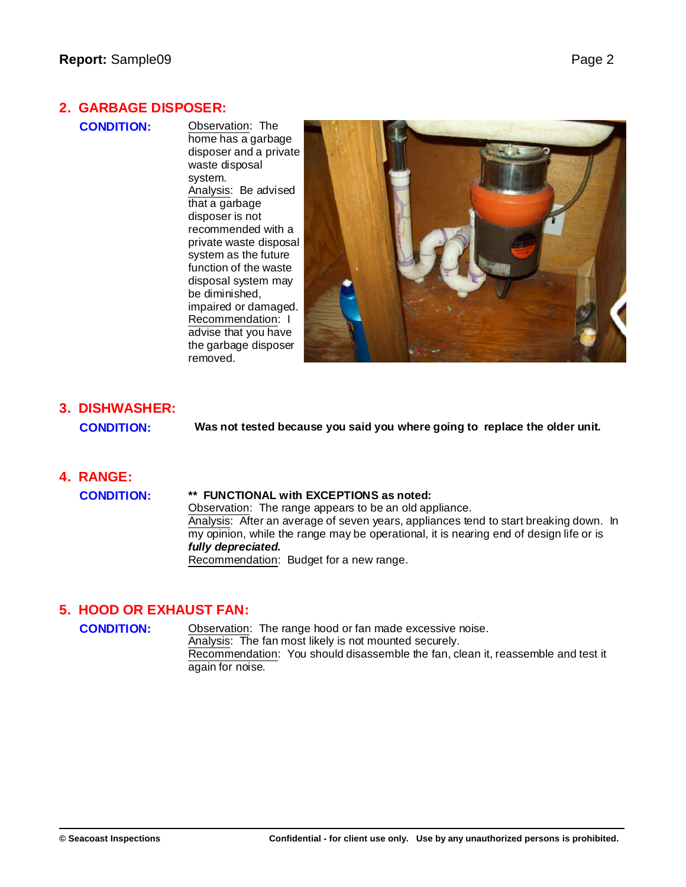## 2. GARBAGE DISPOSER:

**CONDITION:**

Observation: The home has a garbage disposer and a private waste disposal system.
Analysis: Be advised that a garbage disposer is not recommended with a private waste disposal system as the future function of the waste disposal system may be diminished, impaired or damaged.
Recommendation: I advise that you have the garbage disposer removed.

## 3. DISHWASHER:

**CONDITION:**

**Was not tested because you said you where going to replace the older unit.**

## 4. RANGE:

**CONDITION:**

**\*\* FUNCTIONAL with EXCEPTIONS as noted:**
Observation: The range appears to be an old appliance.
Analysis: After an average of seven years, appliances tend to start breaking down. In my opinion, while the range may be operational, it is nearing end of design life or is ***fully depreciated.***
Recommendation: Budget for a new range.

## 5. HOOD OR EXHAUST FAN:

**CONDITION:**

Observation: The range hood or fan made excessive noise.
Analysis: The fan most likely is not mounted securely.
Recommendation: You should disassemble the fan, clean it, reassemble and test it again for noise.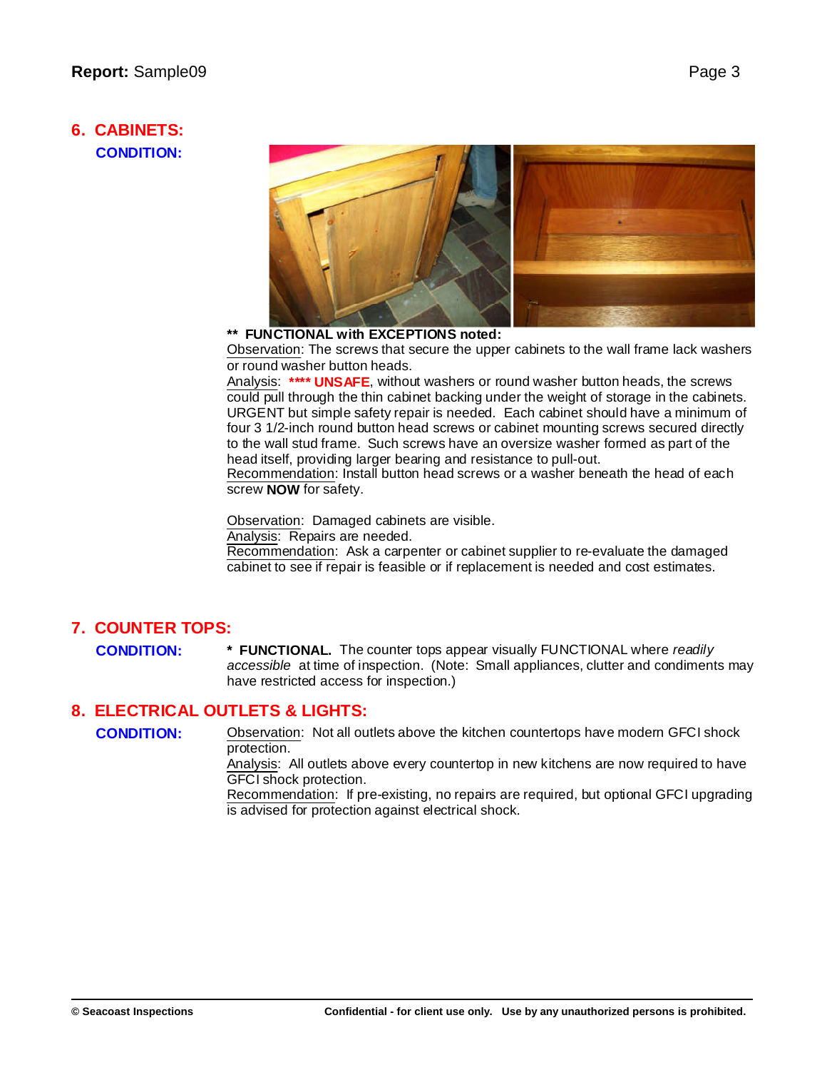## 6. CABINETS:

**CONDITION:**

**\*\* FUNCTIONAL with EXCEPTIONS noted:**

Observation: The screws that secure the upper cabinets to the wall frame lack washers or round washer button heads.

Analysis: **\*\*\*\* UNSAFE**, without washers or round washer button heads, the screws could pull through the thin cabinet backing under the weight of storage in the cabinets. URGENT but simple safety repair is needed. Each cabinet should have a minimum of four 3 1/2-inch round button head screws or cabinet mounting screws secured directly to the wall stud frame. Such screws have an oversize washer formed as part of the head itself, providing larger bearing and resistance to pull-out.

Recommendation: Install button head screws or a washer beneath the head of each screw **NOW** for safety.

Observation: Damaged cabinets are visible.

Analysis: Repairs are needed.

Recommendation: Ask a carpenter or cabinet supplier to re-evaluate the damaged cabinet to see if repair is feasible or if replacement is needed and cost estimates.

## 7. COUNTER TOPS:

**CONDITION:**

**\* FUNCTIONAL.** The counter tops appear visually FUNCTIONAL where *readily accessible* at time of inspection. (Note: Small appliances, clutter and condiments may have restricted access for inspection.)

## 8. ELECTRICAL OUTLETS & LIGHTS:

**CONDITION:**

Observation: Not all outlets above the kitchen countertops have modern GFCI shock protection.

Analysis: All outlets above every countertop in new kitchens are now required to have GFCI shock protection.

Recommendation: If pre-existing, no repairs are required, but optional GFCI upgrading is advised for protection against electrical shock.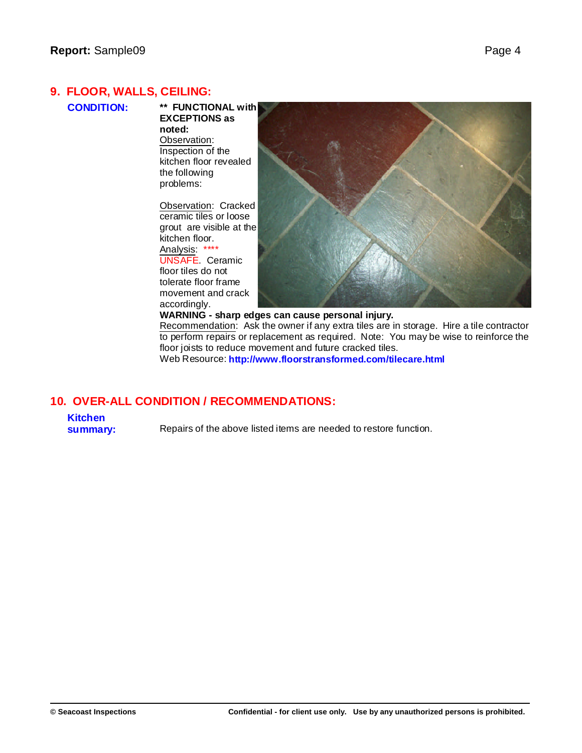## 9. FLOOR, WALLS, CEILING:

**CONDITION:**

**\*\* FUNCTIONAL with EXCEPTIONS as noted:**

Observation: Inspection of the kitchen floor revealed the following problems:

Observation: Cracked ceramic tiles or loose grout are visible at the kitchen floor.

Analysis: **** UNSAFE. Ceramic floor tiles do not tolerate floor frame movement and crack accordingly.

**WARNING - sharp edges can cause personal injury.**

Recommendation: Ask the owner if any extra tiles are in storage. Hire a tile contractor to perform repairs or replacement as required. Note: You may be wise to reinforce the floor joists to reduce movement and future cracked tiles.

Web Resource: **http://www.floorstransformed.com/tilecare.html**

## 10. OVER-ALL CONDITION / RECOMMENDATIONS:

**Kitchen summary:**

Repairs of the above listed items are needed to restore function.

**© Seacoast Inspections** **Confidential - for client use only. Use by any unauthorized persons is prohibited.**